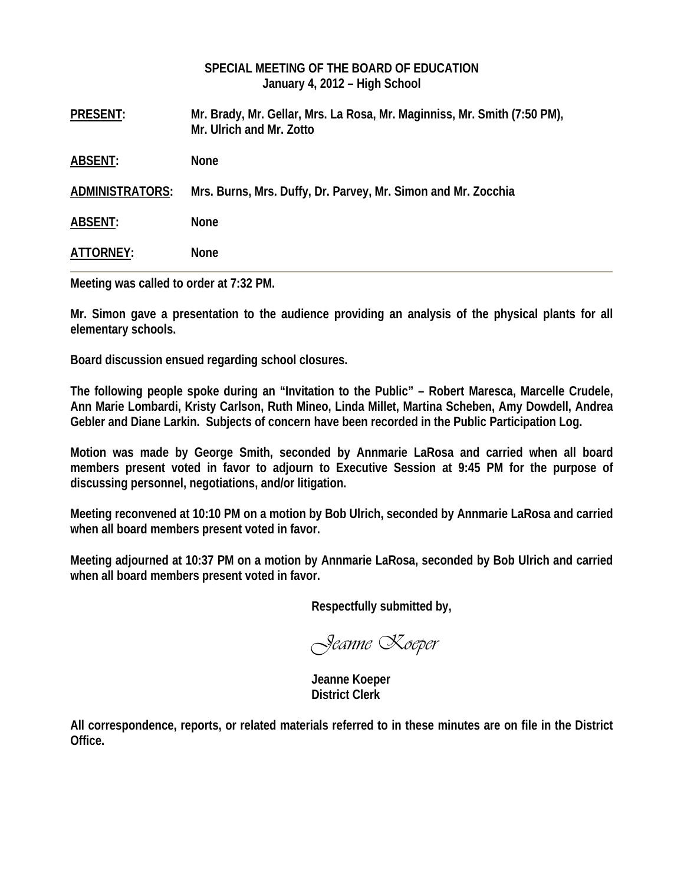**SPECIAL MEETING OF THE BOARD OF EDUCATION**
**January 4, 2012 – High School**

**PRESENT:** Mr. Brady, Mr. Gellar, Mrs. La Rosa, Mr. Maginniss, Mr. Smith (7:50 PM), Mr. Ulrich and Mr. Zotto

**ABSENT:** None

**ADMINISTRATORS:** Mrs. Burns, Mrs. Duffy, Dr. Parvey, Mr. Simon and Mr. Zocchia

**ABSENT:** None

**ATTORNEY:** None

---

Meeting was called to order at 7:32 PM.

Mr. Simon gave a presentation to the audience providing an analysis of the physical plants for all elementary schools.

Board discussion ensued regarding school closures.

The following people spoke during an "Invitation to the Public" – Robert Maresca, Marcelle Crudele, Ann Marie Lombardi, Kristy Carlson, Ruth Mineo, Linda Millet, Martina Scheben, Amy Dowdell, Andrea Gebler and Diane Larkin. Subjects of concern have been recorded in the Public Participation Log.

Motion was made by George Smith, seconded by Annmarie LaRosa and carried when all board members present voted in favor to adjourn to Executive Session at 9:45 PM for the purpose of discussing personnel, negotiations, and/or litigation.

Meeting reconvened at 10:10 PM on a motion by Bob Ulrich, seconded by Annmarie LaRosa and carried when all board members present voted in favor.

Meeting adjourned at 10:37 PM on a motion by Annmarie LaRosa, seconded by Bob Ulrich and carried when all board members present voted in favor.

Respectfully submitted by,

*Jeanne Koeper*

Jeanne Koeper
District Clerk

All correspondence, reports, or related materials referred to in these minutes are on file in the District Office.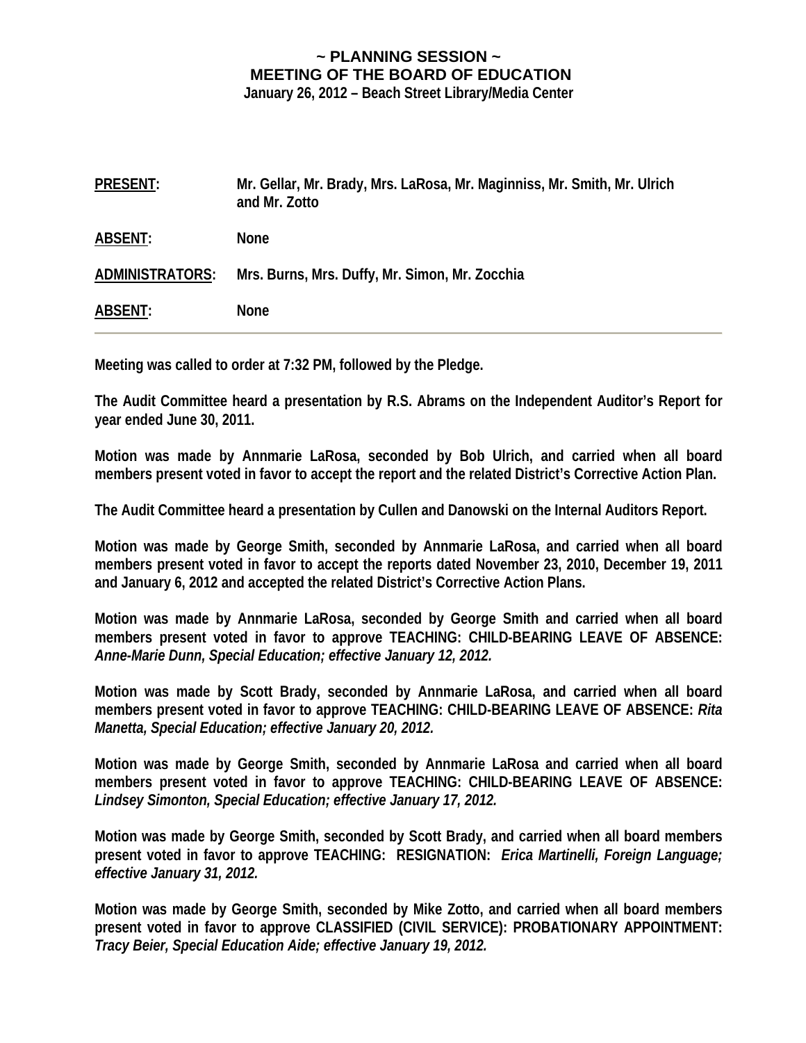# ~ PLANNING SESSION ~
# MEETING OF THE BOARD OF EDUCATION
**January 26, 2012 – Beach Street Library/Media Center**

| | |
|---|---|
| **PRESENT:** | **Mr. Gellar, Mr. Brady, Mrs. LaRosa, Mr. Maginniss, Mr. Smith, Mr. Ulrich and Mr. Zotto** |
| **ABSENT:** | **None** |
| **ADMINISTRATORS:** | **Mrs. Burns, Mrs. Duffy, Mr. Simon, Mr. Zocchia** |
| **ABSENT:** | **None** |

---

**Meeting was called to order at 7:32 PM, followed by the Pledge.**

**The Audit Committee heard a presentation by R.S. Abrams on the Independent Auditor's Report for year ended June 30, 2011.**

**Motion was made by Annmarie LaRosa, seconded by Bob Ulrich, and carried when all board members present voted in favor to accept the report and the related District's Corrective Action Plan.**

**The Audit Committee heard a presentation by Cullen and Danowski on the Internal Auditors Report.**

**Motion was made by George Smith, seconded by Annmarie LaRosa, and carried when all board members present voted in favor to accept the reports dated November 23, 2010, December 19, 2011 and January 6, 2012 and accepted the related District's Corrective Action Plans.**

**Motion was made by Annmarie LaRosa, seconded by George Smith and carried when all board members present voted in favor to approve TEACHING: CHILD-BEARING LEAVE OF ABSENCE:** ***Anne-Marie Dunn, Special Education; effective January 12, 2012.***

**Motion was made by Scott Brady, seconded by Annmarie LaRosa, and carried when all board members present voted in favor to approve TEACHING: CHILD-BEARING LEAVE OF ABSENCE:** ***Rita Manetta, Special Education; effective January 20, 2012.***

**Motion was made by George Smith, seconded by Annmarie LaRosa and carried when all board members present voted in favor to approve TEACHING: CHILD-BEARING LEAVE OF ABSENCE:** ***Lindsey Simonton, Special Education; effective January 17, 2012.***

**Motion was made by George Smith, seconded by Scott Brady, and carried when all board members present voted in favor to approve TEACHING: RESIGNATION:** ***Erica Martinelli, Foreign Language; effective January 31, 2012.***

**Motion was made by George Smith, seconded by Mike Zotto, and carried when all board members present voted in favor to approve CLASSIFIED (CIVIL SERVICE): PROBATIONARY APPOINTMENT:** ***Tracy Beier, Special Education Aide; effective January 19, 2012.***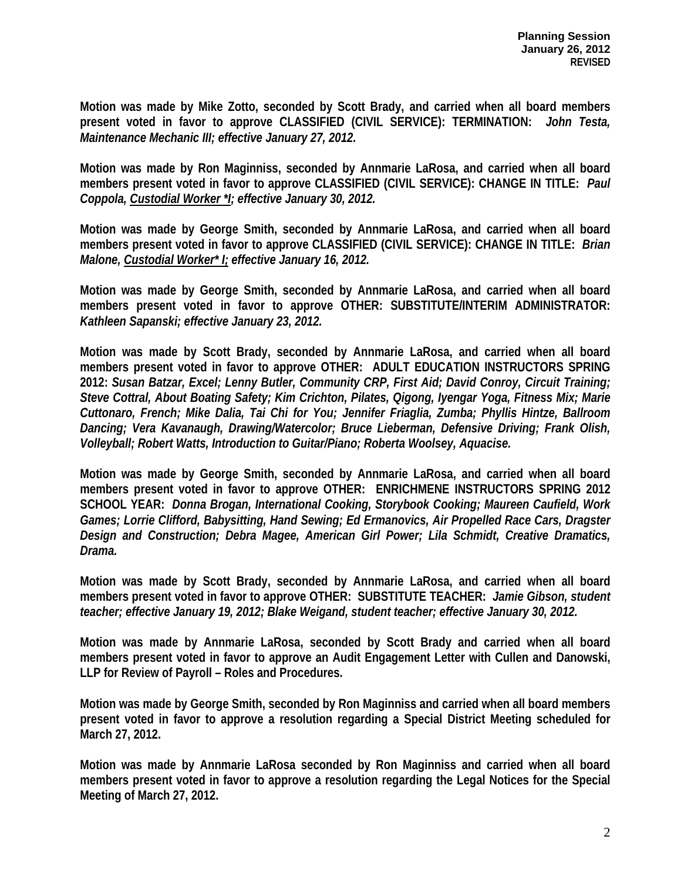**Motion was made by Mike Zotto, seconded by Scott Brady, and carried when all board members present voted in favor to approve CLASSIFIED (CIVIL SERVICE): TERMINATION:** ***John Testa, Maintenance Mechanic III; effective January 27, 2012.***

**Motion was made by Ron Maginniss, seconded by Annmarie LaRosa, and carried when all board members present voted in favor to approve CLASSIFIED (CIVIL SERVICE): CHANGE IN TITLE:** ***Paul Coppola, <u>Custodial Worker *I</u>; effective January 30, 2012.***

**Motion was made by George Smith, seconded by Annmarie LaRosa, and carried when all board members present voted in favor to approve CLASSIFIED (CIVIL SERVICE): CHANGE IN TITLE:** ***Brian Malone, <u>Custodial Worker* I;</u> effective January 16, 2012.***

**Motion was made by George Smith, seconded by Annmarie LaRosa, and carried when all board members present voted in favor to approve OTHER: SUBSTITUTE/INTERIM ADMINISTRATOR:** ***Kathleen Sapanski; effective January 23, 2012.***

**Motion was made by Scott Brady, seconded by Annmarie LaRosa, and carried when all board members present voted in favor to approve OTHER: ADULT EDUCATION INSTRUCTORS SPRING 2012:** ***Susan Batzar, Excel; Lenny Butler, Community CRP, First Aid; David Conroy, Circuit Training; Steve Cottral, About Boating Safety; Kim Crichton, Pilates, Qigong, Iyengar Yoga, Fitness Mix; Marie Cuttonaro, French; Mike Dalia, Tai Chi for You; Jennifer Friaglia, Zumba; Phyllis Hintze, Ballroom Dancing; Vera Kavanaugh, Drawing/Watercolor; Bruce Lieberman, Defensive Driving; Frank Olish, Volleyball; Robert Watts, Introduction to Guitar/Piano; Roberta Woolsey, Aquacise.***

**Motion was made by George Smith, seconded by Annmarie LaRosa, and carried when all board members present voted in favor to approve OTHER: ENRICHMENE INSTRUCTORS SPRING 2012 SCHOOL YEAR:** ***Donna Brogan, International Cooking, Storybook Cooking; Maureen Caufield, Work Games; Lorrie Clifford, Babysitting, Hand Sewing; Ed Ermanovics, Air Propelled Race Cars, Dragster Design and Construction; Debra Magee, American Girl Power; Lila Schmidt, Creative Dramatics, Drama.***

**Motion was made by Scott Brady, seconded by Annmarie LaRosa, and carried when all board members present voted in favor to approve OTHER: SUBSTITUTE TEACHER:** ***Jamie Gibson, student teacher; effective January 19, 2012; Blake Weigand, student teacher; effective January 30, 2012.***

**Motion was made by Annmarie LaRosa, seconded by Scott Brady and carried when all board members present voted in favor to approve an Audit Engagement Letter with Cullen and Danowski, LLP for Review of Payroll – Roles and Procedures.**

**Motion was made by George Smith, seconded by Ron Maginniss and carried when all board members present voted in favor to approve a resolution regarding a Special District Meeting scheduled for March 27, 2012.**

**Motion was made by Annmarie LaRosa seconded by Ron Maginniss and carried when all board members present voted in favor to approve a resolution regarding the Legal Notices for the Special Meeting of March 27, 2012.**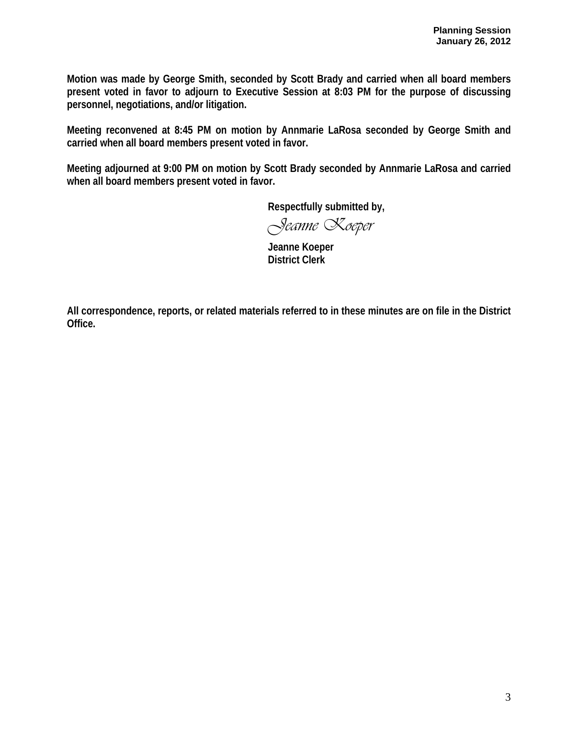**Motion was made by George Smith, seconded by Scott Brady and carried when all board members present voted in favor to adjourn to Executive Session at 8:03 PM for the purpose of discussing personnel, negotiations, and/or litigation.**

**Meeting reconvened at 8:45 PM on motion by Annmarie LaRosa seconded by George Smith and carried when all board members present voted in favor.**

**Meeting adjourned at 9:00 PM on motion by Scott Brady seconded by Annmarie LaRosa and carried when all board members present voted in favor.**

**Respectfully submitted by,**

*Jeanne Koeper*

**Jeanne Koeper**
**District Clerk**

**All correspondence, reports, or related materials referred to in these minutes are on file in the District Office.**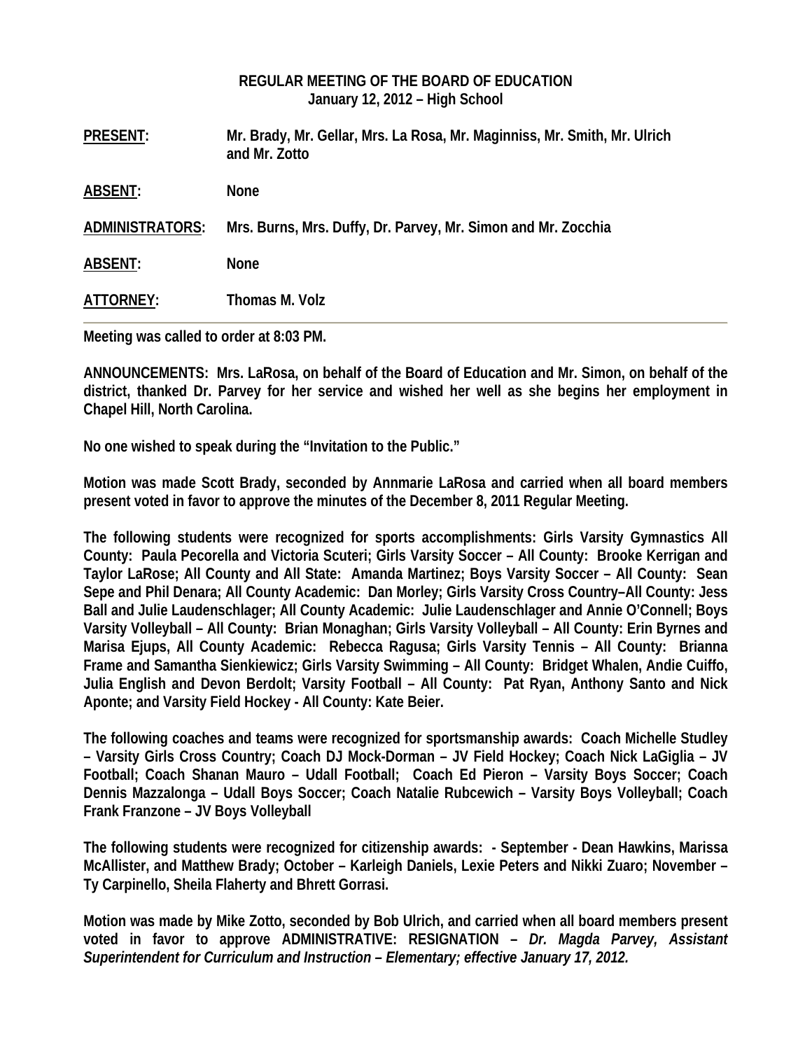**REGULAR MEETING OF THE BOARD OF EDUCATION**
**January 12, 2012 – High School**

| | |
|---|---|
| **PRESENT:** | **Mr. Brady, Mr. Gellar, Mrs. La Rosa, Mr. Maginniss, Mr. Smith, Mr. Ulrich and Mr. Zotto** |
| **ABSENT:** | **None** |
| **ADMINISTRATORS:** | **Mrs. Burns, Mrs. Duffy, Dr. Parvey, Mr. Simon and Mr. Zocchia** |
| **ABSENT:** | **None** |
| **ATTORNEY:** | **Thomas M. Volz** |

**Meeting was called to order at 8:03 PM.**

**ANNOUNCEMENTS: Mrs. LaRosa, on behalf of the Board of Education and Mr. Simon, on behalf of the district, thanked Dr. Parvey for her service and wished her well as she begins her employment in Chapel Hill, North Carolina.**

**No one wished to speak during the "Invitation to the Public."**

**Motion was made Scott Brady, seconded by Annmarie LaRosa and carried when all board members present voted in favor to approve the minutes of the December 8, 2011 Regular Meeting.**

**The following students were recognized for sports accomplishments: Girls Varsity Gymnastics All County: Paula Pecorella and Victoria Scuteri; Girls Varsity Soccer – All County: Brooke Kerrigan and Taylor LaRose; All County and All State: Amanda Martinez; Boys Varsity Soccer – All County: Sean Sepe and Phil Denara; All County Academic: Dan Morley; Girls Varsity Cross Country–All County: Jess Ball and Julie Laudenschlager; All County Academic: Julie Laudenschlager and Annie O'Connell; Boys Varsity Volleyball – All County: Brian Monaghan; Girls Varsity Volleyball – All County: Erin Byrnes and Marisa Ejups, All County Academic: Rebecca Ragusa; Girls Varsity Tennis – All County: Brianna Frame and Samantha Sienkiewicz; Girls Varsity Swimming – All County: Bridget Whalen, Andie Cuiffo, Julia English and Devon Berdolt; Varsity Football – All County: Pat Ryan, Anthony Santo and Nick Aponte; and Varsity Field Hockey - All County: Kate Beier.**

**The following coaches and teams were recognized for sportsmanship awards: Coach Michelle Studley – Varsity Girls Cross Country; Coach DJ Mock-Dorman – JV Field Hockey; Coach Nick LaGiglia – JV Football; Coach Shanan Mauro – Udall Football; Coach Ed Pieron – Varsity Boys Soccer; Coach Dennis Mazzalonga – Udall Boys Soccer; Coach Natalie Rubcewich – Varsity Boys Volleyball; Coach Frank Franzone – JV Boys Volleyball**

**The following students were recognized for citizenship awards: - September - Dean Hawkins, Marissa McAllister, and Matthew Brady; October – Karleigh Daniels, Lexie Peters and Nikki Zuaro; November – Ty Carpinello, Sheila Flaherty and Bhrett Gorrasi.**

**Motion was made by Mike Zotto, seconded by Bob Ulrich, and carried when all board members present voted in favor to approve ADMINISTRATIVE: RESIGNATION – *Dr. Magda Parvey, Assistant Superintendent for Curriculum and Instruction – Elementary; effective January 17, 2012.***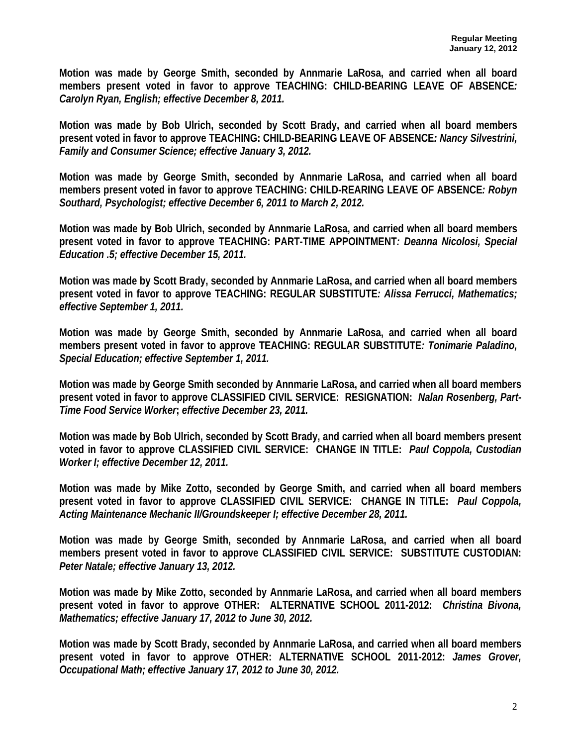**Motion was made by George Smith, seconded by Annmarie LaRosa, and carried when all board members present voted in favor to approve TEACHING: CHILD-BEARING LEAVE OF ABSENCE*: Carolyn Ryan, English; effective December 8, 2011.***

**Motion was made by Bob Ulrich, seconded by Scott Brady, and carried when all board members present voted in favor to approve TEACHING: CHILD-BEARING LEAVE OF ABSENCE*: Nancy Silvestrini, Family and Consumer Science; effective January 3, 2012.***

**Motion was made by George Smith, seconded by Annmarie LaRosa, and carried when all board members present voted in favor to approve TEACHING: CHILD-REARING LEAVE OF ABSENCE*: Robyn Southard, Psychologist; effective December 6, 2011 to March 2, 2012.***

**Motion was made by Bob Ulrich, seconded by Annmarie LaRosa, and carried when all board members present voted in favor to approve TEACHING: PART-TIME APPOINTMENT*: Deanna Nicolosi, Special Education .5; effective December 15, 2011.***

**Motion was made by Scott Brady, seconded by Annmarie LaRosa, and carried when all board members present voted in favor to approve TEACHING: REGULAR SUBSTITUTE*: Alissa Ferrucci, Mathematics; effective September 1, 2011.***

**Motion was made by George Smith, seconded by Annmarie LaRosa, and carried when all board members present voted in favor to approve TEACHING: REGULAR SUBSTITUTE*: Tonimarie Paladino, Special Education; effective September 1, 2011.***

**Motion was made by George Smith seconded by Annmarie LaRosa, and carried when all board members present voted in favor to approve CLASSIFIED CIVIL SERVICE: RESIGNATION: *Nalan Rosenberg, Part-Time Food Service Worker*; *effective December 23, 2011.***

**Motion was made by Bob Ulrich, seconded by Scott Brady, and carried when all board members present voted in favor to approve CLASSIFIED CIVIL SERVICE: CHANGE IN TITLE: *Paul Coppola, Custodian Worker I; effective December 12, 2011.***

**Motion was made by Mike Zotto, seconded by George Smith, and carried when all board members present voted in favor to approve CLASSIFIED CIVIL SERVICE: CHANGE IN TITLE: *Paul Coppola, Acting Maintenance Mechanic II/Groundskeeper I; effective December 28, 2011.***

**Motion was made by George Smith, seconded by Annmarie LaRosa, and carried when all board members present voted in favor to approve CLASSIFIED CIVIL SERVICE: SUBSTITUTE CUSTODIAN: *Peter Natale; effective January 13, 2012.***

**Motion was made by Mike Zotto, seconded by Annmarie LaRosa, and carried when all board members present voted in favor to approve OTHER: ALTERNATIVE SCHOOL 2011-2012: *Christina Bivona, Mathematics; effective January 17, 2012 to June 30, 2012.***

**Motion was made by Scott Brady, seconded by Annmarie LaRosa, and carried when all board members present voted in favor to approve OTHER: ALTERNATIVE SCHOOL 2011-2012: *James Grover, Occupational Math; effective January 17, 2012 to June 30, 2012.***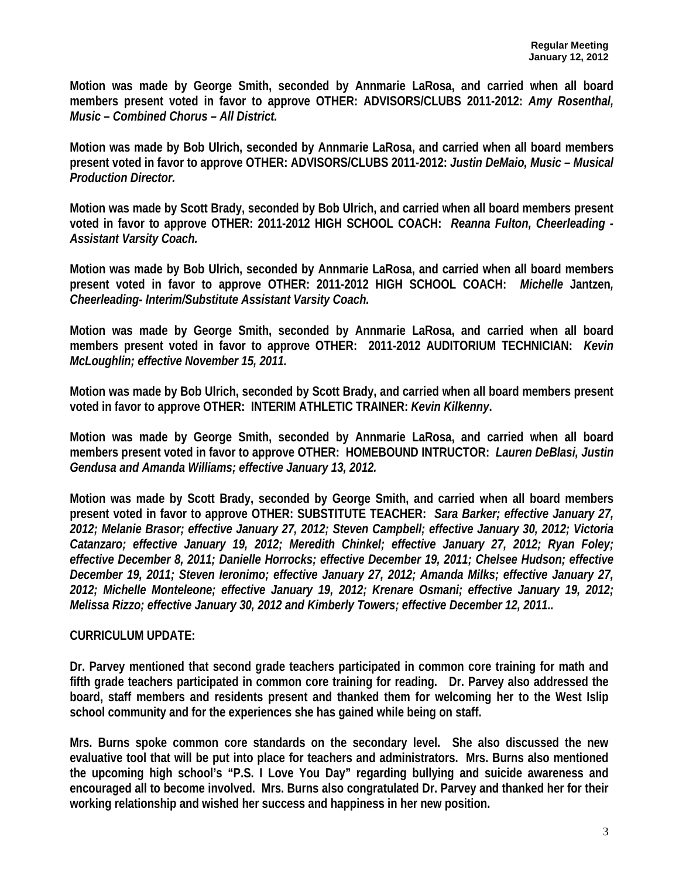**Motion was made by George Smith, seconded by Annmarie LaRosa, and carried when all board members present voted in favor to approve OTHER: ADVISORS/CLUBS 2011-2012:** ***Amy Rosenthal, Music – Combined Chorus – All District.***

**Motion was made by Bob Ulrich, seconded by Annmarie LaRosa, and carried when all board members present voted in favor to approve OTHER: ADVISORS/CLUBS 2011-2012:** ***Justin DeMaio, Music – Musical Production Director.***

**Motion was made by Scott Brady, seconded by Bob Ulrich, and carried when all board members present voted in favor to approve OTHER: 2011-2012 HIGH SCHOOL COACH:** ***Reanna Fulton, Cheerleading - Assistant Varsity Coach.***

**Motion was made by Bob Ulrich, seconded by Annmarie LaRosa, and carried when all board members present voted in favor to approve OTHER: 2011-2012 HIGH SCHOOL COACH:** ***Michelle*** **Jantzen*, Cheerleading- Interim/Substitute Assistant Varsity Coach.***

**Motion was made by George Smith, seconded by Annmarie LaRosa, and carried when all board members present voted in favor to approve OTHER: 2011-2012 AUDITORIUM TECHNICIAN:** ***Kevin McLoughlin; effective November 15, 2011.***

**Motion was made by Bob Ulrich, seconded by Scott Brady, and carried when all board members present voted in favor to approve OTHER: INTERIM ATHLETIC TRAINER:** ***Kevin Kilkenny*****.**

**Motion was made by George Smith, seconded by Annmarie LaRosa, and carried when all board members present voted in favor to approve OTHER: HOMEBOUND INTRUCTOR:** ***Lauren DeBlasi, Justin Gendusa and Amanda Williams; effective January 13, 2012.***

**Motion was made by Scott Brady, seconded by George Smith, and carried when all board members present voted in favor to approve OTHER: SUBSTITUTE TEACHER:** ***Sara Barker; effective January 27, 2012; Melanie Brasor; effective January 27, 2012; Steven Campbell; effective January 30, 2012; Victoria Catanzaro; effective January 19, 2012; Meredith Chinkel; effective January 27, 2012; Ryan Foley; effective December 8, 2011; Danielle Horrocks; effective December 19, 2011; Chelsee Hudson; effective December 19, 2011; Steven Ieronimo; effective January 27, 2012; Amanda Milks; effective January 27, 2012; Michelle Monteleone; effective January 19, 2012; Krenare Osmani; effective January 19, 2012; Melissa Rizzo; effective January 30, 2012 and Kimberly Towers; effective December 12, 2011..***

**CURRICULUM UPDATE:**

**Dr. Parvey mentioned that second grade teachers participated in common core training for math and fifth grade teachers participated in common core training for reading. Dr. Parvey also addressed the board, staff members and residents present and thanked them for welcoming her to the West Islip school community and for the experiences she has gained while being on staff.**

**Mrs. Burns spoke common core standards on the secondary level. She also discussed the new evaluative tool that will be put into place for teachers and administrators. Mrs. Burns also mentioned the upcoming high school's "P.S. I Love You Day" regarding bullying and suicide awareness and encouraged all to become involved. Mrs. Burns also congratulated Dr. Parvey and thanked her for their working relationship and wished her success and happiness in her new position.**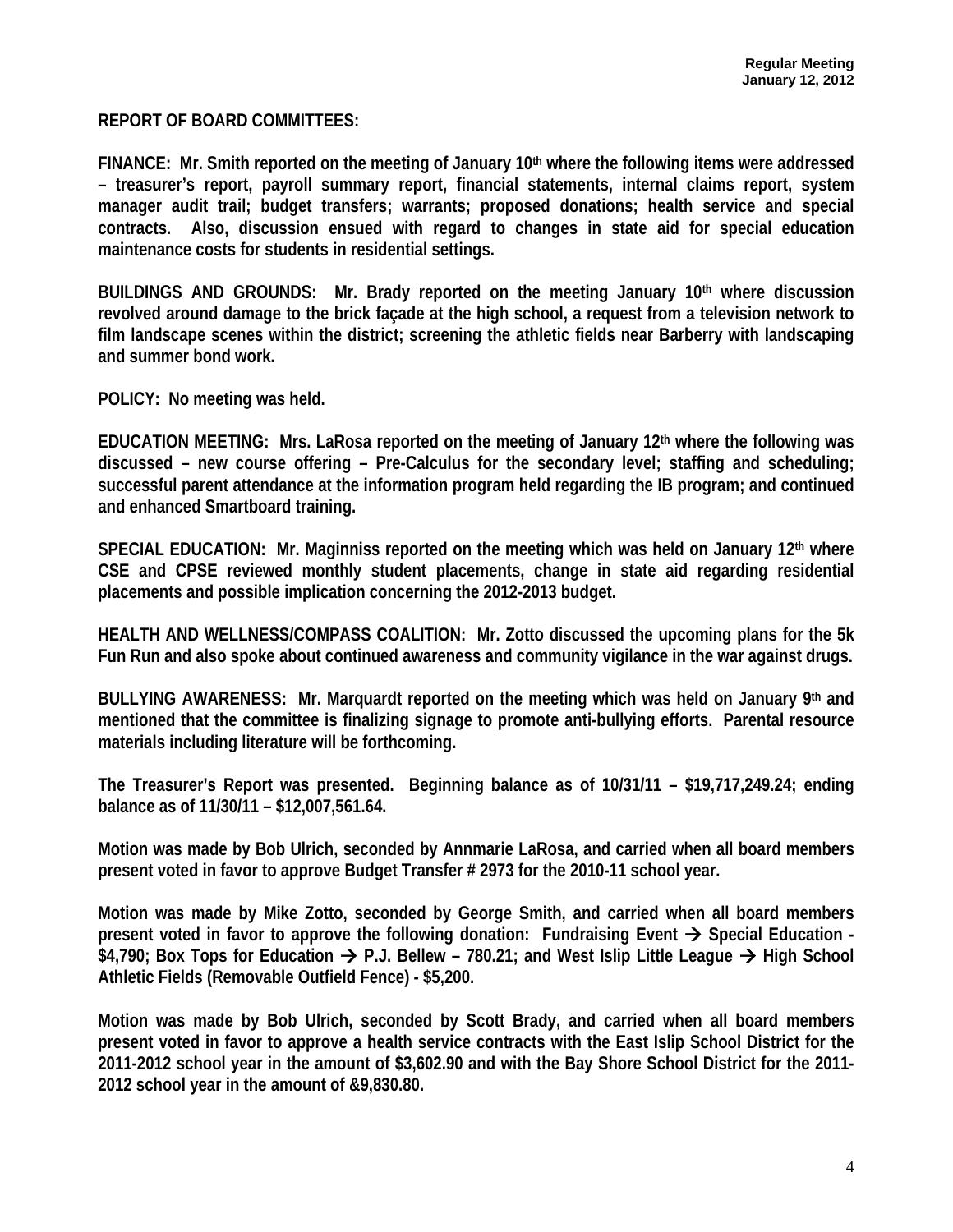**REPORT OF BOARD COMMITTEES:**

**FINANCE: Mr. Smith reported on the meeting of January 10th where the following items were addressed – treasurer's report, payroll summary report, financial statements, internal claims report, system manager audit trail; budget transfers; warrants; proposed donations; health service and special contracts. Also, discussion ensued with regard to changes in state aid for special education maintenance costs for students in residential settings.**

**BUILDINGS AND GROUNDS: Mr. Brady reported on the meeting January 10th where discussion revolved around damage to the brick façade at the high school, a request from a television network to film landscape scenes within the district; screening the athletic fields near Barberry with landscaping and summer bond work.**

**POLICY: No meeting was held.**

**EDUCATION MEETING: Mrs. LaRosa reported on the meeting of January 12th where the following was discussed – new course offering – Pre-Calculus for the secondary level; staffing and scheduling; successful parent attendance at the information program held regarding the IB program; and continued and enhanced Smartboard training.**

**SPECIAL EDUCATION: Mr. Maginniss reported on the meeting which was held on January 12th where CSE and CPSE reviewed monthly student placements, change in state aid regarding residential placements and possible implication concerning the 2012-2013 budget.**

**HEALTH AND WELLNESS/COMPASS COALITION: Mr. Zotto discussed the upcoming plans for the 5k Fun Run and also spoke about continued awareness and community vigilance in the war against drugs.**

**BULLYING AWARENESS: Mr. Marquardt reported on the meeting which was held on January 9th and mentioned that the committee is finalizing signage to promote anti-bullying efforts. Parental resource materials including literature will be forthcoming.**

**The Treasurer's Report was presented. Beginning balance as of 10/31/11 – $19,717,249.24; ending balance as of 11/30/11 – $12,007,561.64.**

**Motion was made by Bob Ulrich, seconded by Annmarie LaRosa, and carried when all board members present voted in favor to approve Budget Transfer # 2973 for the 2010-11 school year.**

**Motion was made by Mike Zotto, seconded by George Smith, and carried when all board members present voted in favor to approve the following donation: Fundraising Event → Special Education - $4,790; Box Tops for Education → P.J. Bellew – 780.21; and West Islip Little League → High School Athletic Fields (Removable Outfield Fence) - $5,200.**

**Motion was made by Bob Ulrich, seconded by Scott Brady, and carried when all board members present voted in favor to approve a health service contracts with the East Islip School District for the 2011-2012 school year in the amount of $3,602.90 and with the Bay Shore School District for the 2011-2012 school year in the amount of &9,830.80.**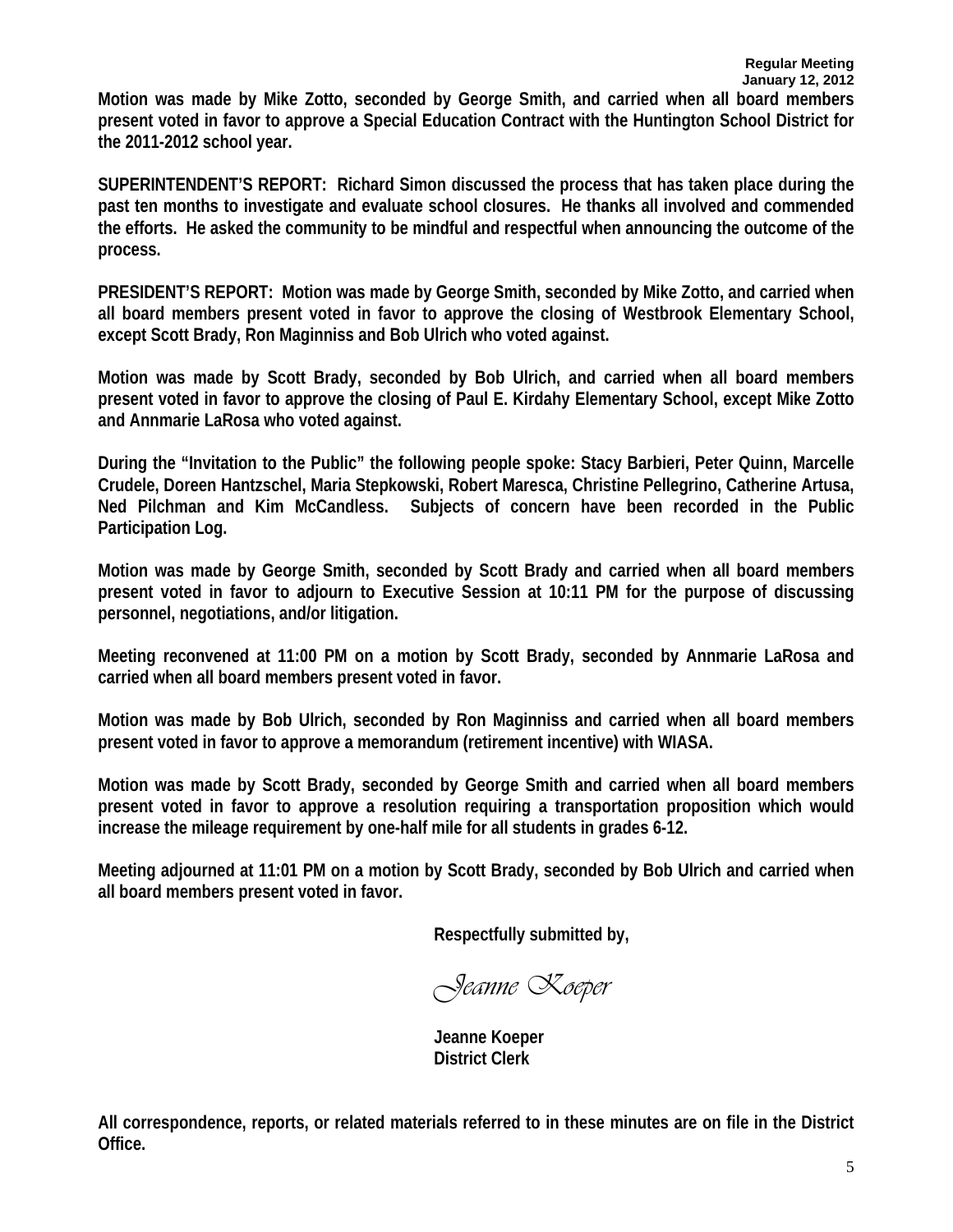**Motion was made by Mike Zotto, seconded by George Smith, and carried when all board members present voted in favor to approve a Special Education Contract with the Huntington School District for the 2011-2012 school year.**

**SUPERINTENDENT'S REPORT: Richard Simon discussed the process that has taken place during the past ten months to investigate and evaluate school closures. He thanks all involved and commended the efforts. He asked the community to be mindful and respectful when announcing the outcome of the process.**

**PRESIDENT'S REPORT: Motion was made by George Smith, seconded by Mike Zotto, and carried when all board members present voted in favor to approve the closing of Westbrook Elementary School, except Scott Brady, Ron Maginniss and Bob Ulrich who voted against.**

**Motion was made by Scott Brady, seconded by Bob Ulrich, and carried when all board members present voted in favor to approve the closing of Paul E. Kirdahy Elementary School, except Mike Zotto and Annmarie LaRosa who voted against.**

**During the "Invitation to the Public" the following people spoke: Stacy Barbieri, Peter Quinn, Marcelle Crudele, Doreen Hantzschel, Maria Stepkowski, Robert Maresca, Christine Pellegrino, Catherine Artusa, Ned Pilchman and Kim McCandless. Subjects of concern have been recorded in the Public Participation Log.**

**Motion was made by George Smith, seconded by Scott Brady and carried when all board members present voted in favor to adjourn to Executive Session at 10:11 PM for the purpose of discussing personnel, negotiations, and/or litigation.**

**Meeting reconvened at 11:00 PM on a motion by Scott Brady, seconded by Annmarie LaRosa and carried when all board members present voted in favor.**

**Motion was made by Bob Ulrich, seconded by Ron Maginniss and carried when all board members present voted in favor to approve a memorandum (retirement incentive) with WIASA.**

**Motion was made by Scott Brady, seconded by George Smith and carried when all board members present voted in favor to approve a resolution requiring a transportation proposition which would increase the mileage requirement by one-half mile for all students in grades 6-12.**

**Meeting adjourned at 11:01 PM on a motion by Scott Brady, seconded by Bob Ulrich and carried when all board members present voted in favor.**

**Respectfully submitted by,**

*Jeanne Koeper*

**Jeanne Koeper**
**District Clerk**

**All correspondence, reports, or related materials referred to in these minutes are on file in the District Office.**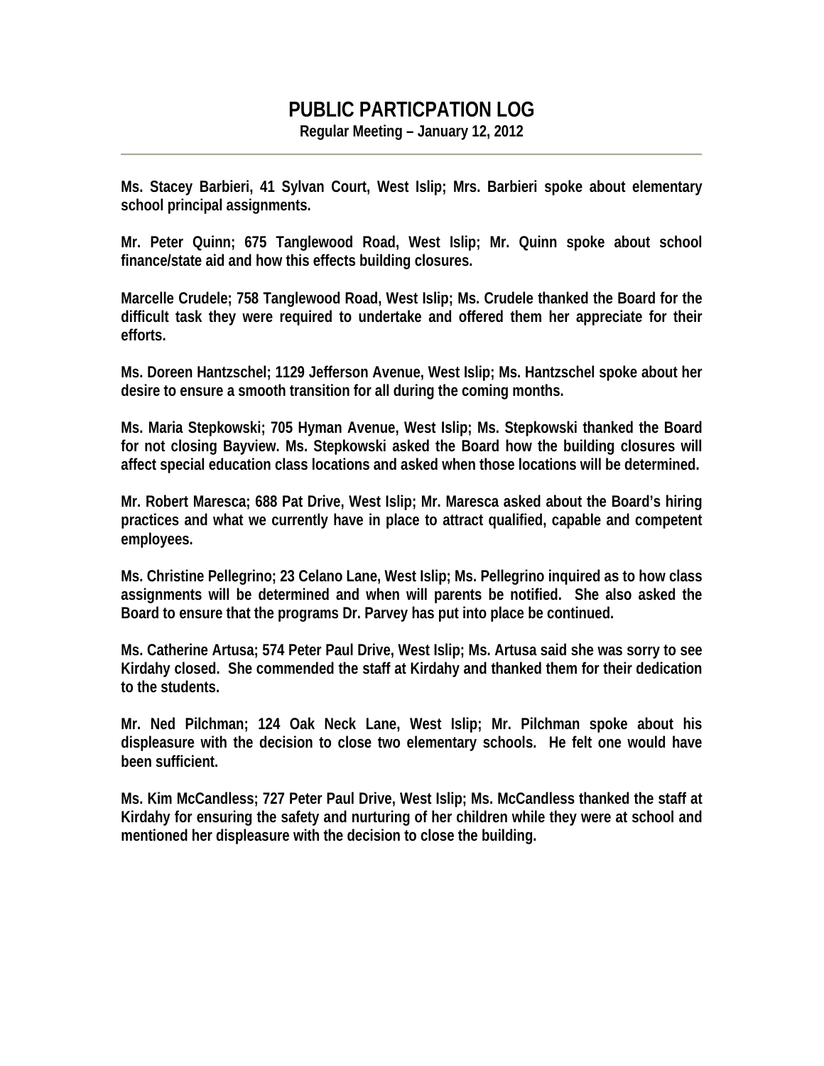# PUBLIC PARTICPATION LOG

**Regular Meeting – January 12, 2012**

---

**Ms. Stacey Barbieri, 41 Sylvan Court, West Islip; Mrs. Barbieri spoke about elementary school principal assignments.**

**Mr. Peter Quinn; 675 Tanglewood Road, West Islip; Mr. Quinn spoke about school finance/state aid and how this effects building closures.**

**Marcelle Crudele; 758 Tanglewood Road, West Islip; Ms. Crudele thanked the Board for the difficult task they were required to undertake and offered them her appreciate for their efforts.**

**Ms. Doreen Hantzschel; 1129 Jefferson Avenue, West Islip; Ms. Hantzschel spoke about her desire to ensure a smooth transition for all during the coming months.**

**Ms. Maria Stepkowski; 705 Hyman Avenue, West Islip; Ms. Stepkowski thanked the Board for not closing Bayview. Ms. Stepkowski asked the Board how the building closures will affect special education class locations and asked when those locations will be determined.**

**Mr. Robert Maresca; 688 Pat Drive, West Islip; Mr. Maresca asked about the Board's hiring practices and what we currently have in place to attract qualified, capable and competent employees.**

**Ms. Christine Pellegrino; 23 Celano Lane, West Islip; Ms. Pellegrino inquired as to how class assignments will be determined and when will parents be notified. She also asked the Board to ensure that the programs Dr. Parvey has put into place be continued.**

**Ms. Catherine Artusa; 574 Peter Paul Drive, West Islip; Ms. Artusa said she was sorry to see Kirdahy closed. She commended the staff at Kirdahy and thanked them for their dedication to the students.**

**Mr. Ned Pilchman; 124 Oak Neck Lane, West Islip; Mr. Pilchman spoke about his displeasure with the decision to close two elementary schools. He felt one would have been sufficient.**

**Ms. Kim McCandless; 727 Peter Paul Drive, West Islip; Ms. McCandless thanked the staff at Kirdahy for ensuring the safety and nurturing of her children while they were at school and mentioned her displeasure with the decision to close the building.**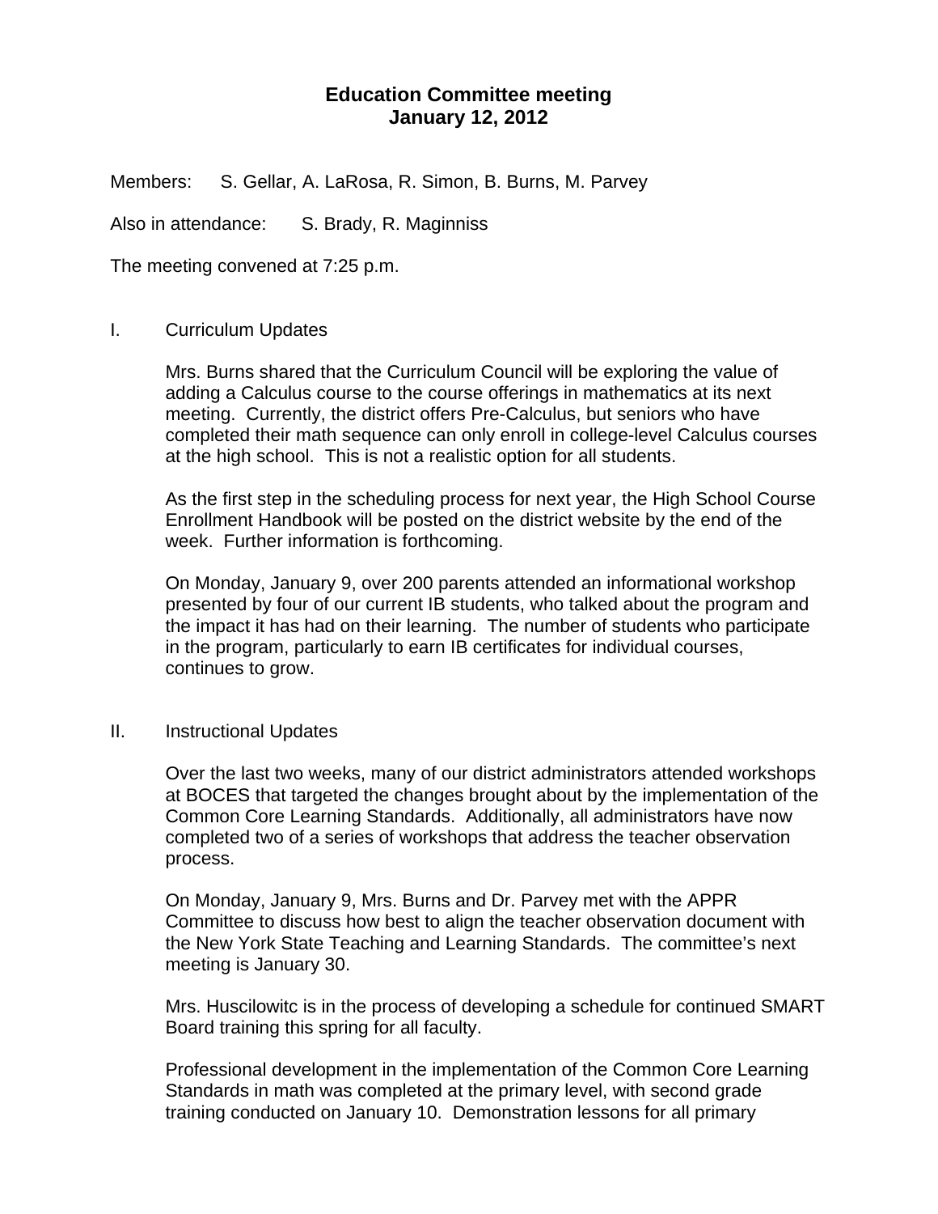## Education Committee meeting
## January 12, 2012

Members: S. Gellar, A. LaRosa, R. Simon, B. Burns, M. Parvey

Also in attendance: S. Brady, R. Maginniss

The meeting convened at 7:25 p.m.

I. Curriculum Updates

Mrs. Burns shared that the Curriculum Council will be exploring the value of adding a Calculus course to the course offerings in mathematics at its next meeting. Currently, the district offers Pre-Calculus, but seniors who have completed their math sequence can only enroll in college-level Calculus courses at the high school. This is not a realistic option for all students.

As the first step in the scheduling process for next year, the High School Course Enrollment Handbook will be posted on the district website by the end of the week. Further information is forthcoming.

On Monday, January 9, over 200 parents attended an informational workshop presented by four of our current IB students, who talked about the program and the impact it has had on their learning. The number of students who participate in the program, particularly to earn IB certificates for individual courses, continues to grow.

II. Instructional Updates

Over the last two weeks, many of our district administrators attended workshops at BOCES that targeted the changes brought about by the implementation of the Common Core Learning Standards. Additionally, all administrators have now completed two of a series of workshops that address the teacher observation process.

On Monday, January 9, Mrs. Burns and Dr. Parvey met with the APPR Committee to discuss how best to align the teacher observation document with the New York State Teaching and Learning Standards. The committee's next meeting is January 30.

Mrs. Huscilowitc is in the process of developing a schedule for continued SMART Board training this spring for all faculty.

Professional development in the implementation of the Common Core Learning Standards in math was completed at the primary level, with second grade training conducted on January 10. Demonstration lessons for all primary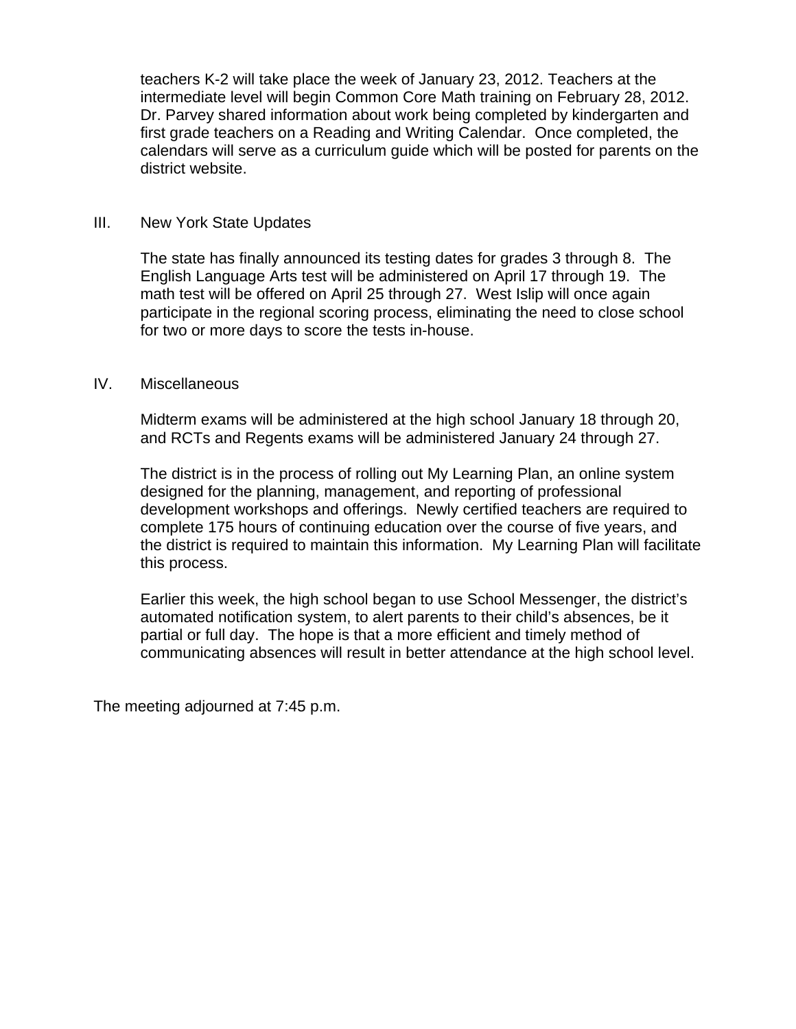teachers K-2 will take place the week of January 23, 2012. Teachers at the intermediate level will begin Common Core Math training on February 28, 2012. Dr. Parvey shared information about work being completed by kindergarten and first grade teachers on a Reading and Writing Calendar. Once completed, the calendars will serve as a curriculum guide which will be posted for parents on the district website.

III. New York State Updates

The state has finally announced its testing dates for grades 3 through 8. The English Language Arts test will be administered on April 17 through 19. The math test will be offered on April 25 through 27. West Islip will once again participate in the regional scoring process, eliminating the need to close school for two or more days to score the tests in-house.

IV. Miscellaneous

Midterm exams will be administered at the high school January 18 through 20, and RCTs and Regents exams will be administered January 24 through 27.

The district is in the process of rolling out My Learning Plan, an online system designed for the planning, management, and reporting of professional development workshops and offerings. Newly certified teachers are required to complete 175 hours of continuing education over the course of five years, and the district is required to maintain this information. My Learning Plan will facilitate this process.

Earlier this week, the high school began to use School Messenger, the district's automated notification system, to alert parents to their child's absences, be it partial or full day. The hope is that a more efficient and timely method of communicating absences will result in better attendance at the high school level.

The meeting adjourned at 7:45 p.m.